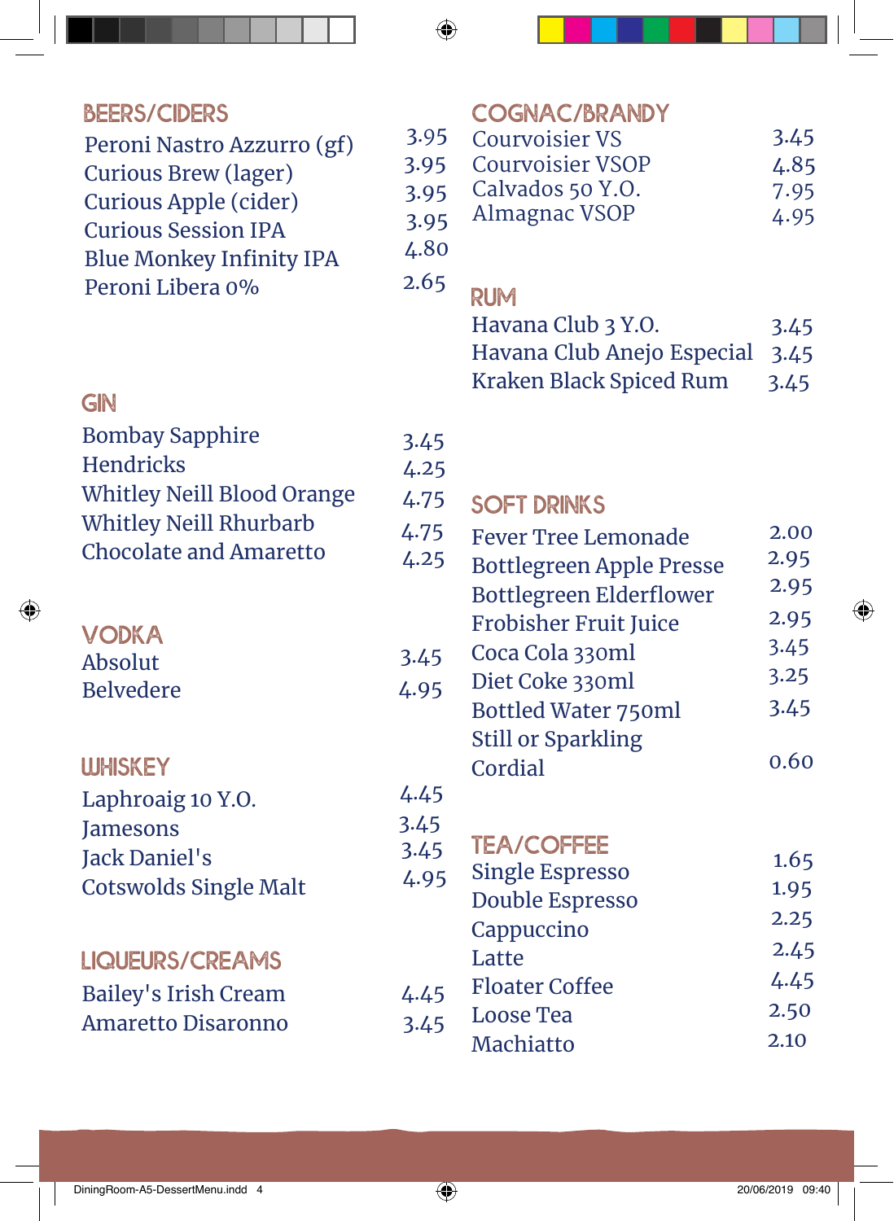## BEERS/CIDERS

| Item | Price |
|---|---|
| Peroni Nastro Azzurro (gf) | 3.95 |
| Curious Brew (lager) | 3.95 |
| Curious Apple (cider) | 3.95 |
| Curious Session IPA | 3.95 |
| Blue Monkey Infinity IPA | 4.80 |
| Peroni Libera 0% | 2.65 |

## GIN

| Item | Price |
|---|---|
| Bombay Sapphire | 3.45 |
| Hendricks | 4.25 |
| Whitley Neill Blood Orange | 4.75 |
| Whitley Neill Rhurbarb | 4.75 |
| Chocolate and Amaretto | 4.25 |

## VODKA

| Item | Price |
|---|---|
| Absolut | 3.45 |
| Belvedere | 4.95 |

## WHISKEY

| Item | Price |
|---|---|
| Laphroaig 10 Y.O. | 4.45 |
| Jamesons | 3.45 |
| Jack Daniel's | 3.45 |
| Cotswolds Single Malt | 4.95 |

## LIQUEURS/CREAMS

| Item | Price |
|---|---|
| Bailey's Irish Cream | 4.45 |
| Amaretto Disaronno | 3.45 |

## COGNAC/BRANDY

| Item | Price |
|---|---|
| Courvoisier VS | 3.45 |
| Courvoisier VSOP | 4.85 |
| Calvados 50 Y.O. | 7.95 |
| Almagnac VSOP | 4.95 |

## RUM

| Item | Price |
|---|---|
| Havana Club 3 Y.O. | 3.45 |
| Havana Club Anejo Especial | 3.45 |
| Kraken Black Spiced Rum | 3.45 |

## SOFT DRINKS

| Item | Price |
|---|---|
| Fever Tree Lemonade | 2.00 |
| Bottlegreen Apple Presse | 2.95 |
| Bottlegreen Elderflower | 2.95 |
| Frobisher Fruit Juice | 2.95 |
| Coca Cola 330ml | 3.45 |
| Diet Coke 330ml | 3.25 |
| Bottled Water 750ml Still or Sparkling | 3.45 |
| Cordial | 0.60 |

## TEA/COFFEE

| Item | Price |
|---|---|
| Single Espresso | 1.65 |
| Double Espresso | 1.95 |
| Cappuccino | 2.25 |
| Latte | 2.45 |
| Floater Coffee | 4.45 |
| Loose Tea | 2.50 |
| Machiatto | 2.10 |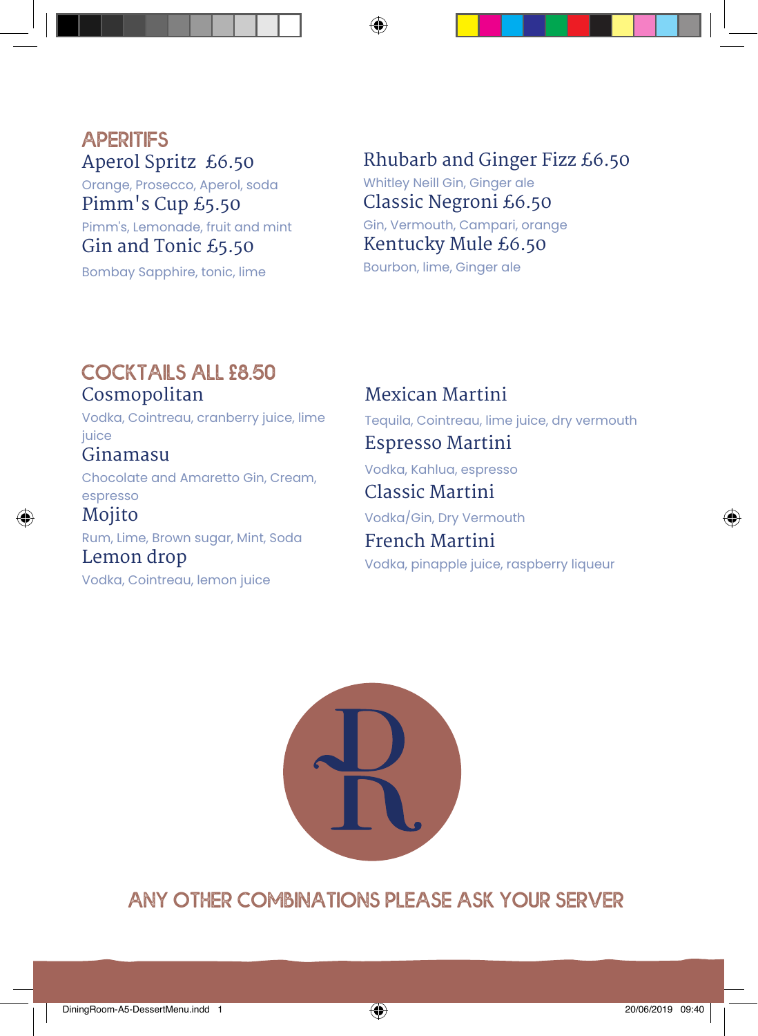## APERITIFS

### Aperol Spritz £6.50
Orange, Prosecco, Aperol, soda

### Pimm's Cup £5.50
Pimm's, Lemonade, fruit and mint

### Gin and Tonic £5.50
Bombay Sapphire, tonic, lime

### Rhubarb and Ginger Fizz £6.50
Whitley Neill Gin, Ginger ale

### Classic Negroni £6.50
Gin, Vermouth, Campari, orange

### Kentucky Mule £6.50
Bourbon, lime, Ginger ale

## COCKTAILS ALL £8.50

### Cosmopolitan
Vodka, Cointreau, cranberry juice, lime juice

### Ginamasu
Chocolate and Amaretto Gin, Cream, espresso

### Mojito
Rum, Lime, Brown sugar, Mint, Soda

### Lemon drop
Vodka, Cointreau, lemon juice

### Mexican Martini
Tequila, Cointreau, lime juice, dry vermouth

### Espresso Martini
Vodka, Kahlua, espresso

### Classic Martini
Vodka/Gin, Dry Vermouth

### French Martini
Vodka, pinapple juice, raspberry liqueur

## ANY OTHER COMBINATIONS PLEASE ASK YOUR SERVER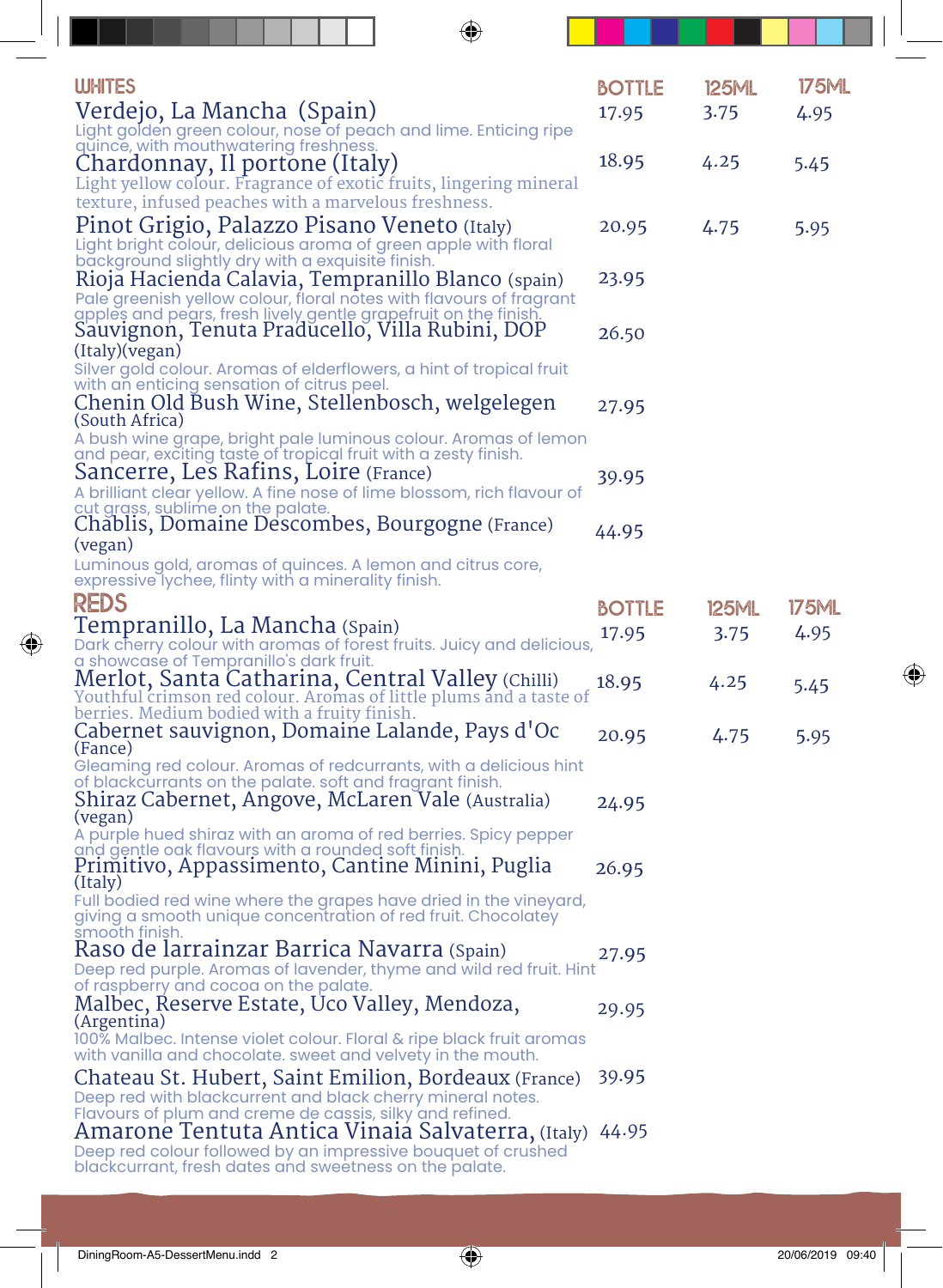## WHITES

| | BOTTLE | 125ML | 175ML |
|---|---|---|---|
| **Verdejo, La Mancha (Spain)**<br>Light golden green colour, nose of peach and lime. Enticing ripe quince, with mouthwatering freshness. | 17.95 | 3.75 | 4.95 |
| **Chardonnay, Il portone (Italy)**<br>Light yellow colour. Fragrance of exotic fruits, lingering mineral texture, infused peaches with a marvelous freshness. | 18.95 | 4.25 | 5.45 |
| **Pinot Grigio, Palazzo Pisano Veneto (Italy)**<br>Light bright colour, delicious aroma of green apple with floral background slightly dry with a exquisite finish. | 20.95 | 4.75 | 5.95 |
| **Rioja Hacienda Calavia, Tempranillo Blanco (spain)**<br>Pale greenish yellow colour, floral notes with flavours of fragrant apples and pears, fresh lively gentle grapefruit on the finish. | 23.95 | | |
| **Sauvignon, Tenuta Praducello, Villa Rubini, DOP (Italy)(vegan)**<br>Silver gold colour. Aromas of elderflowers, a hint of tropical fruit with an enticing sensation of citrus peel. | 26.50 | | |
| **Chenin Old Bush Wine, Stellenbosch, welgelegen (South Africa)**<br>A bush wine grape, bright pale luminous colour. Aromas of lemon and pear, exciting taste of tropical fruit with a zesty finish. | 27.95 | | |
| **Sancerre, Les Rafins, Loire (France)**<br>A brilliant clear yellow. A fine nose of lime blossom, rich flavour of cut grass, sublime on the palate. | 39.95 | | |
| **Chablis, Domaine Descombes, Bourgogne (France) (vegan)**<br>Luminous gold, aromas of quinces. A lemon and citrus core, expressive lychee, flinty with a minerality finish. | 44.95 | | |

## REDS

| | BOTTLE | 125ML | 175ML |
|---|---|---|---|
| **Tempranillo, La Mancha (Spain)**<br>Dark cherry colour with aromas of forest fruits. Juicy and delicious, a showcase of Tempranillo's dark fruit. | 17.95 | 3.75 | 4.95 |
| **Merlot, Santa Catharina, Central Valley (Chilli)**<br>Youthful crimson red colour. Aromas of little plums and a taste of berries. Medium bodied with a fruity finish. | 18.95 | 4.25 | 5.45 |
| **Cabernet sauvignon, Domaine Lalande, Pays d'Oc (Fance)**<br>Gleaming red colour. Aromas of redcurrants, with a delicious hint of blackcurrants on the palate. soft and fragrant finish. | 20.95 | 4.75 | 5.95 |
| **Shiraz Cabernet, Angove, McLaren Vale (Australia) (vegan)**<br>A purple hued shiraz with an aroma of red berries. Spicy pepper and gentle oak flavours with a rounded soft finish. | 24.95 | | |
| **Primitivo, Appassimento, Cantine Minini, Puglia (Italy)**<br>Full bodied red wine where the grapes have dried in the vineyard, giving a smooth unique concentration of red fruit. Chocolatey smooth finish. | 26.95 | | |
| **Raso de larrainzar Barrica Navarra (Spain)**<br>Deep red purple. Aromas of lavender, thyme and wild red fruit. Hint of raspberry and cocoa on the palate. | 27.95 | | |
| **Malbec, Reserve Estate, Uco Valley, Mendoza, (Argentina)**<br>100% Malbec. Intense violet colour. Floral & ripe black fruit aromas with vanilla and chocolate. sweet and velvety in the mouth. | 29.95 | | |
| **Chateau St. Hubert, Saint Emilion, Bordeaux (France)**<br>Deep red with blackcurrent and black cherry mineral notes. Flavours of plum and creme de cassis, silky and refined. | 39.95 | | |
| **Amarone Tentuta Antica Vinaia Salvaterra, (Italy)**<br>Deep red colour followed by an impressive bouquet of crushed blackcurrant, fresh dates and sweetness on the palate. | 44.95 | | |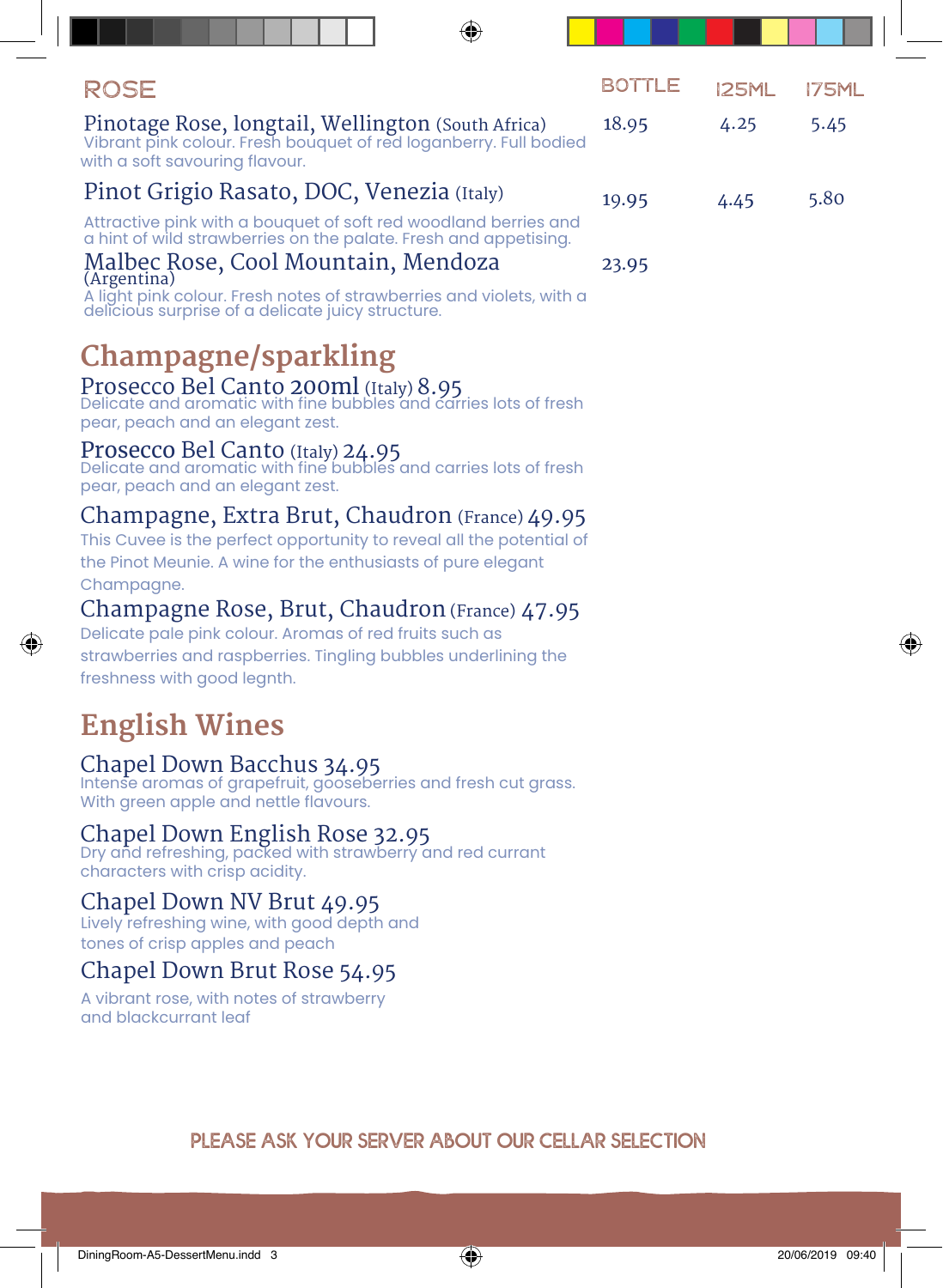## ROSE

| | BOTTLE | 125ML | 175ML |
|---|---|---|---|
| Pinotage Rose, longtail, Wellington (South Africa) Vibrant pink colour. Fresh bouquet of red loganberry. Full bodied with a soft savouring flavour. | 18.95 | 4.25 | 5.45 |
| Pinot Grigio Rasato, DOC, Venezia (Italy) Attractive pink with a bouquet of soft red woodland berries and a hint of wild strawberries on the palate. Fresh and appetising. | 19.95 | 4.45 | 5.80 |
| Malbec Rose, Cool Mountain, Mendoza (Argentina) A light pink colour. Fresh notes of strawberries and violets, with a delicious surprise of a delicate juicy structure. | 23.95 | | |

## Champagne/sparkling

Prosecco Bel Canto 200ml (Italy) 8.95
Delicate and aromatic with fine bubbles and carries lots of fresh pear, peach and an elegant zest.

Prosecco Bel Canto (Italy) 24.95
Delicate and aromatic with fine bubbles and carries lots of fresh pear, peach and an elegant zest.

Champagne, Extra Brut, Chaudron (France) 49.95
This Cuvee is the perfect opportunity to reveal all the potential of the Pinot Meunie. A wine for the enthusiasts of pure elegant Champagne.

Champagne Rose, Brut, Chaudron (France) 47.95
Delicate pale pink colour. Aromas of red fruits such as strawberries and raspberries. Tingling bubbles underlining the freshness with good legnth.

## English Wines

Chapel Down Bacchus 34.95
Intense aromas of grapefruit, gooseberries and fresh cut grass. With green apple and nettle flavours.

Chapel Down English Rose 32.95
Dry and refreshing, packed with strawberry and red currant characters with crisp acidity.

Chapel Down NV Brut 49.95
Lively refreshing wine, with good depth and tones of crisp apples and peach

Chapel Down Brut Rose 54.95
A vibrant rose, with notes of strawberry and blackcurrant leaf

PLEASE ASK YOUR SERVER ABOUT OUR CELLAR SELECTION